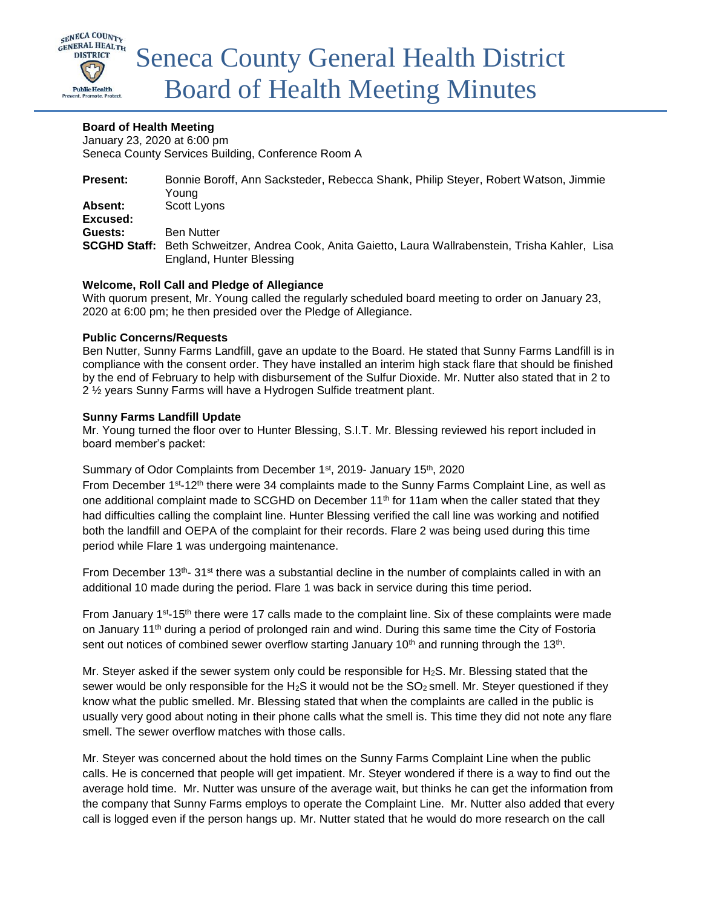# Seneca County General Health District Board of Health Meeting Minutes

**Board of Health Meeting**
January 23, 2020 at 6:00 pm
Seneca County Services Building, Conference Room A

| | |
|---|---|
| **Present:** | Bonnie Boroff, Ann Sacksteder, Rebecca Shank, Philip Steyer, Robert Watson, Jimmie Young |
| **Absent:** | Scott Lyons |
| **Excused:** | |
| **Guests:** | Ben Nutter |
| **SCGHD Staff:** | Beth Schweitzer, Andrea Cook, Anita Gaietto, Laura Wallrabenstein, Trisha Kahler, Lisa England, Hunter Blessing |

**Welcome, Roll Call and Pledge of Allegiance**

With quorum present, Mr. Young called the regularly scheduled board meeting to order on January 23, 2020 at 6:00 pm; he then presided over the Pledge of Allegiance.

**Public Concerns/Requests**

Ben Nutter, Sunny Farms Landfill, gave an update to the Board. He stated that Sunny Farms Landfill is in compliance with the consent order. They have installed an interim high stack flare that should be finished by the end of February to help with disbursement of the Sulfur Dioxide. Mr. Nutter also stated that in 2 to 2 ½ years Sunny Farms will have a Hydrogen Sulfide treatment plant.

**Sunny Farms Landfill Update**

Mr. Young turned the floor over to Hunter Blessing, S.I.T. Mr. Blessing reviewed his report included in board member's packet:

Summary of Odor Complaints from December 1st, 2019- January 15th, 2020

From December 1st-12th there were 34 complaints made to the Sunny Farms Complaint Line, as well as one additional complaint made to SCGHD on December 11th for 11am when the caller stated that they had difficulties calling the complaint line. Hunter Blessing verified the call line was working and notified both the landfill and OEPA of the complaint for their records. Flare 2 was being used during this time period while Flare 1 was undergoing maintenance.

From December 13th- 31st there was a substantial decline in the number of complaints called in with an additional 10 made during the period. Flare 1 was back in service during this time period.

From January 1st-15th there were 17 calls made to the complaint line. Six of these complaints were made on January 11th during a period of prolonged rain and wind. During this same time the City of Fostoria sent out notices of combined sewer overflow starting January 10th and running through the 13th.

Mr. Steyer asked if the sewer system only could be responsible for $H_2S$. Mr. Blessing stated that the sewer would be only responsible for the $H_2S$ it would not be the $SO_2$ smell. Mr. Steyer questioned if they know what the public smelled. Mr. Blessing stated that when the complaints are called in the public is usually very good about noting in their phone calls what the smell is. This time they did not note any flare smell. The sewer overflow matches with those calls.

Mr. Steyer was concerned about the hold times on the Sunny Farms Complaint Line when the public calls. He is concerned that people will get impatient. Mr. Steyer wondered if there is a way to find out the average hold time. Mr. Nutter was unsure of the average wait, but thinks he can get the information from the company that Sunny Farms employs to operate the Complaint Line. Mr. Nutter also added that every call is logged even if the person hangs up. Mr. Nutter stated that he would do more research on the call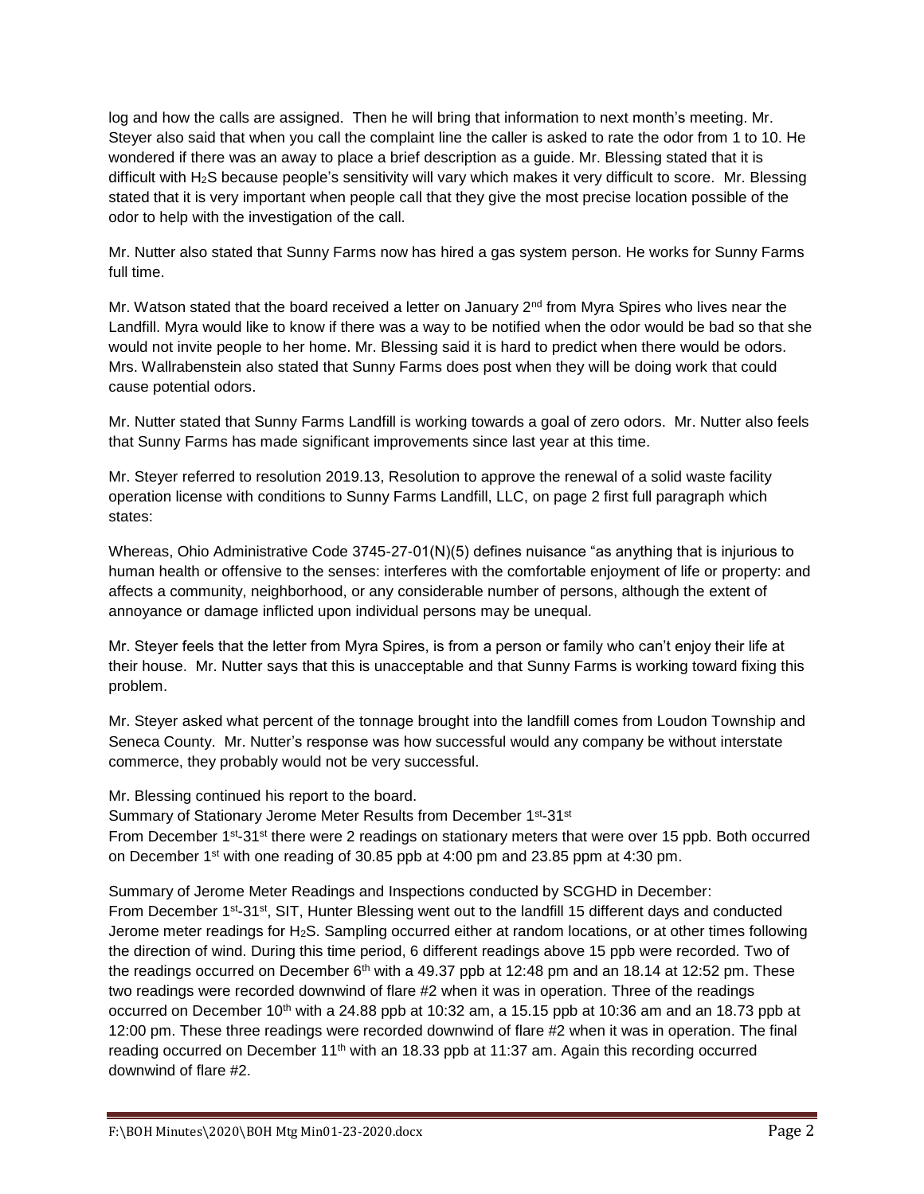log and how the calls are assigned. Then he will bring that information to next month's meeting. Mr. Steyer also said that when you call the complaint line the caller is asked to rate the odor from 1 to 10. He wondered if there was an away to place a brief description as a guide. Mr. Blessing stated that it is difficult with $H_2S$ because people's sensitivity will vary which makes it very difficult to score. Mr. Blessing stated that it is very important when people call that they give the most precise location possible of the odor to help with the investigation of the call.

Mr. Nutter also stated that Sunny Farms now has hired a gas system person. He works for Sunny Farms full time.

Mr. Watson stated that the board received a letter on January 2nd from Myra Spires who lives near the Landfill. Myra would like to know if there was a way to be notified when the odor would be bad so that she would not invite people to her home. Mr. Blessing said it is hard to predict when there would be odors. Mrs. Wallrabenstein also stated that Sunny Farms does post when they will be doing work that could cause potential odors.

Mr. Nutter stated that Sunny Farms Landfill is working towards a goal of zero odors. Mr. Nutter also feels that Sunny Farms has made significant improvements since last year at this time.

Mr. Steyer referred to resolution 2019.13, Resolution to approve the renewal of a solid waste facility operation license with conditions to Sunny Farms Landfill, LLC, on page 2 first full paragraph which states:

Whereas, Ohio Administrative Code 3745-27-01(N)(5) defines nuisance "as anything that is injurious to human health or offensive to the senses: interferes with the comfortable enjoyment of life or property: and affects a community, neighborhood, or any considerable number of persons, although the extent of annoyance or damage inflicted upon individual persons may be unequal.

Mr. Steyer feels that the letter from Myra Spires, is from a person or family who can't enjoy their life at their house. Mr. Nutter says that this is unacceptable and that Sunny Farms is working toward fixing this problem.

Mr. Steyer asked what percent of the tonnage brought into the landfill comes from Loudon Township and Seneca County. Mr. Nutter's response was how successful would any company be without interstate commerce, they probably would not be very successful.

Mr. Blessing continued his report to the board.

Summary of Stationary Jerome Meter Results from December 1st-31st

From December 1st-31st there were 2 readings on stationary meters that were over 15 ppb. Both occurred on December 1st with one reading of 30.85 ppb at 4:00 pm and 23.85 ppm at 4:30 pm.

Summary of Jerome Meter Readings and Inspections conducted by SCGHD in December:

From December 1st-31st, SIT, Hunter Blessing went out to the landfill 15 different days and conducted Jerome meter readings for $H_2S$. Sampling occurred either at random locations, or at other times following the direction of wind. During this time period, 6 different readings above 15 ppb were recorded. Two of the readings occurred on December 6th with a 49.37 ppb at 12:48 pm and an 18.14 at 12:52 pm. These two readings were recorded downwind of flare #2 when it was in operation. Three of the readings occurred on December 10th with a 24.88 ppb at 10:32 am, a 15.15 ppb at 10:36 am and an 18.73 ppb at 12:00 pm. These three readings were recorded downwind of flare #2 when it was in operation. The final reading occurred on December 11th with an 18.33 ppb at 11:37 am. Again this recording occurred downwind of flare #2.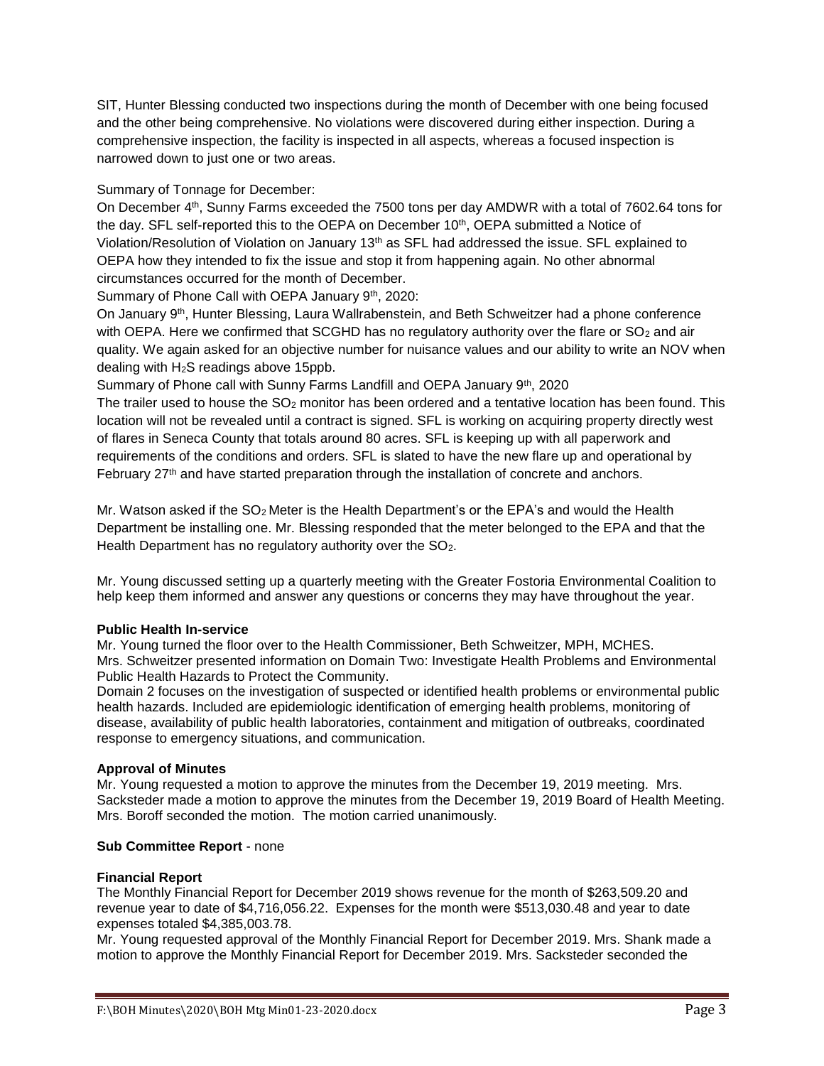SIT, Hunter Blessing conducted two inspections during the month of December with one being focused and the other being comprehensive. No violations were discovered during either inspection. During a comprehensive inspection, the facility is inspected in all aspects, whereas a focused inspection is narrowed down to just one or two areas.

Summary of Tonnage for December:

On December 4th, Sunny Farms exceeded the 7500 tons per day AMDWR with a total of 7602.64 tons for the day. SFL self-reported this to the OEPA on December 10th, OEPA submitted a Notice of Violation/Resolution of Violation on January 13th as SFL had addressed the issue. SFL explained to OEPA how they intended to fix the issue and stop it from happening again. No other abnormal circumstances occurred for the month of December.

Summary of Phone Call with OEPA January 9th, 2020:

On January 9th, Hunter Blessing, Laura Wallrabenstein, and Beth Schweitzer had a phone conference with OEPA. Here we confirmed that SCGHD has no regulatory authority over the flare or $SO_2$ and air quality. We again asked for an objective number for nuisance values and our ability to write an NOV when dealing with $H_2S$ readings above 15ppb.

Summary of Phone call with Sunny Farms Landfill and OEPA January 9th, 2020

The trailer used to house the $SO_2$ monitor has been ordered and a tentative location has been found. This location will not be revealed until a contract is signed. SFL is working on acquiring property directly west of flares in Seneca County that totals around 80 acres. SFL is keeping up with all paperwork and requirements of the conditions and orders. SFL is slated to have the new flare up and operational by February 27th and have started preparation through the installation of concrete and anchors.

Mr. Watson asked if the $SO_2$ Meter is the Health Department's or the EPA's and would the Health Department be installing one. Mr. Blessing responded that the meter belonged to the EPA and that the Health Department has no regulatory authority over the $SO_2$.

Mr. Young discussed setting up a quarterly meeting with the Greater Fostoria Environmental Coalition to help keep them informed and answer any questions or concerns they may have throughout the year.

**Public Health In-service**

Mr. Young turned the floor over to the Health Commissioner, Beth Schweitzer, MPH, MCHES.
Mrs. Schweitzer presented information on Domain Two: Investigate Health Problems and Environmental Public Health Hazards to Protect the Community.

Domain 2 focuses on the investigation of suspected or identified health problems or environmental public health hazards. Included are epidemiologic identification of emerging health problems, monitoring of disease, availability of public health laboratories, containment and mitigation of outbreaks, coordinated response to emergency situations, and communication.

**Approval of Minutes**

Mr. Young requested a motion to approve the minutes from the December 19, 2019 meeting. Mrs. Sacksteder made a motion to approve the minutes from the December 19, 2019 Board of Health Meeting. Mrs. Boroff seconded the motion. The motion carried unanimously.

**Sub Committee Report** - none

**Financial Report**

The Monthly Financial Report for December 2019 shows revenue for the month of $263,509.20 and revenue year to date of $4,716,056.22. Expenses for the month were $513,030.48 and year to date expenses totaled $4,385,003.78.

Mr. Young requested approval of the Monthly Financial Report for December 2019. Mrs. Shank made a motion to approve the Monthly Financial Report for December 2019. Mrs. Sacksteder seconded the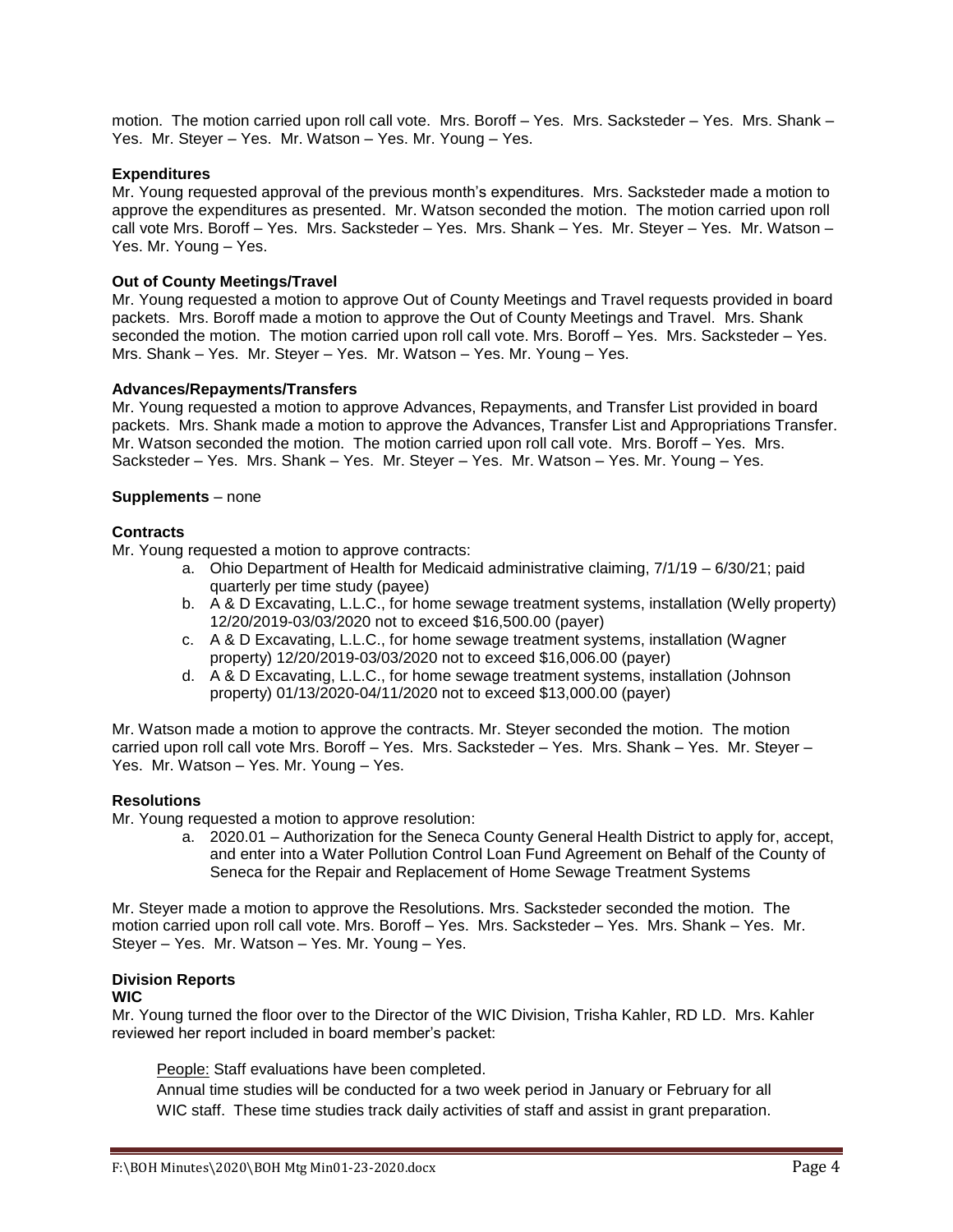motion. The motion carried upon roll call vote. Mrs. Boroff – Yes. Mrs. Sacksteder – Yes. Mrs. Shank – Yes. Mr. Steyer – Yes. Mr. Watson – Yes. Mr. Young – Yes.

**Expenditures**

Mr. Young requested approval of the previous month's expenditures. Mrs. Sacksteder made a motion to approve the expenditures as presented. Mr. Watson seconded the motion. The motion carried upon roll call vote Mrs. Boroff – Yes. Mrs. Sacksteder – Yes. Mrs. Shank – Yes. Mr. Steyer – Yes. Mr. Watson – Yes. Mr. Young – Yes.

**Out of County Meetings/Travel**

Mr. Young requested a motion to approve Out of County Meetings and Travel requests provided in board packets. Mrs. Boroff made a motion to approve the Out of County Meetings and Travel. Mrs. Shank seconded the motion. The motion carried upon roll call vote. Mrs. Boroff – Yes. Mrs. Sacksteder – Yes. Mrs. Shank – Yes. Mr. Steyer – Yes. Mr. Watson – Yes. Mr. Young – Yes.

**Advances/Repayments/Transfers**

Mr. Young requested a motion to approve Advances, Repayments, and Transfer List provided in board packets. Mrs. Shank made a motion to approve the Advances, Transfer List and Appropriations Transfer. Mr. Watson seconded the motion. The motion carried upon roll call vote. Mrs. Boroff – Yes. Mrs. Sacksteder – Yes. Mrs. Shank – Yes. Mr. Steyer – Yes. Mr. Watson – Yes. Mr. Young – Yes.

**Supplements** – none

**Contracts**

Mr. Young requested a motion to approve contracts:

a. Ohio Department of Health for Medicaid administrative claiming, 7/1/19 – 6/30/21; paid quarterly per time study (payee)
b. A & D Excavating, L.L.C., for home sewage treatment systems, installation (Welly property) 12/20/2019-03/03/2020 not to exceed $16,500.00 (payer)
c. A & D Excavating, L.L.C., for home sewage treatment systems, installation (Wagner property) 12/20/2019-03/03/2020 not to exceed $16,006.00 (payer)
d. A & D Excavating, L.L.C., for home sewage treatment systems, installation (Johnson property) 01/13/2020-04/11/2020 not to exceed $13,000.00 (payer)

Mr. Watson made a motion to approve the contracts. Mr. Steyer seconded the motion. The motion carried upon roll call vote Mrs. Boroff – Yes. Mrs. Sacksteder – Yes. Mrs. Shank – Yes. Mr. Steyer – Yes. Mr. Watson – Yes. Mr. Young – Yes.

**Resolutions**

Mr. Young requested a motion to approve resolution:

a. 2020.01 – Authorization for the Seneca County General Health District to apply for, accept, and enter into a Water Pollution Control Loan Fund Agreement on Behalf of the County of Seneca for the Repair and Replacement of Home Sewage Treatment Systems

Mr. Steyer made a motion to approve the Resolutions. Mrs. Sacksteder seconded the motion. The motion carried upon roll call vote. Mrs. Boroff – Yes. Mrs. Sacksteder – Yes. Mrs. Shank – Yes. Mr. Steyer – Yes. Mr. Watson – Yes. Mr. Young – Yes.

**Division Reports**

**WIC**

Mr. Young turned the floor over to the Director of the WIC Division, Trisha Kahler, RD LD. Mrs. Kahler reviewed her report included in board member's packet:

People: Staff evaluations have been completed.
Annual time studies will be conducted for a two week period in January or February for all WIC staff. These time studies track daily activities of staff and assist in grant preparation.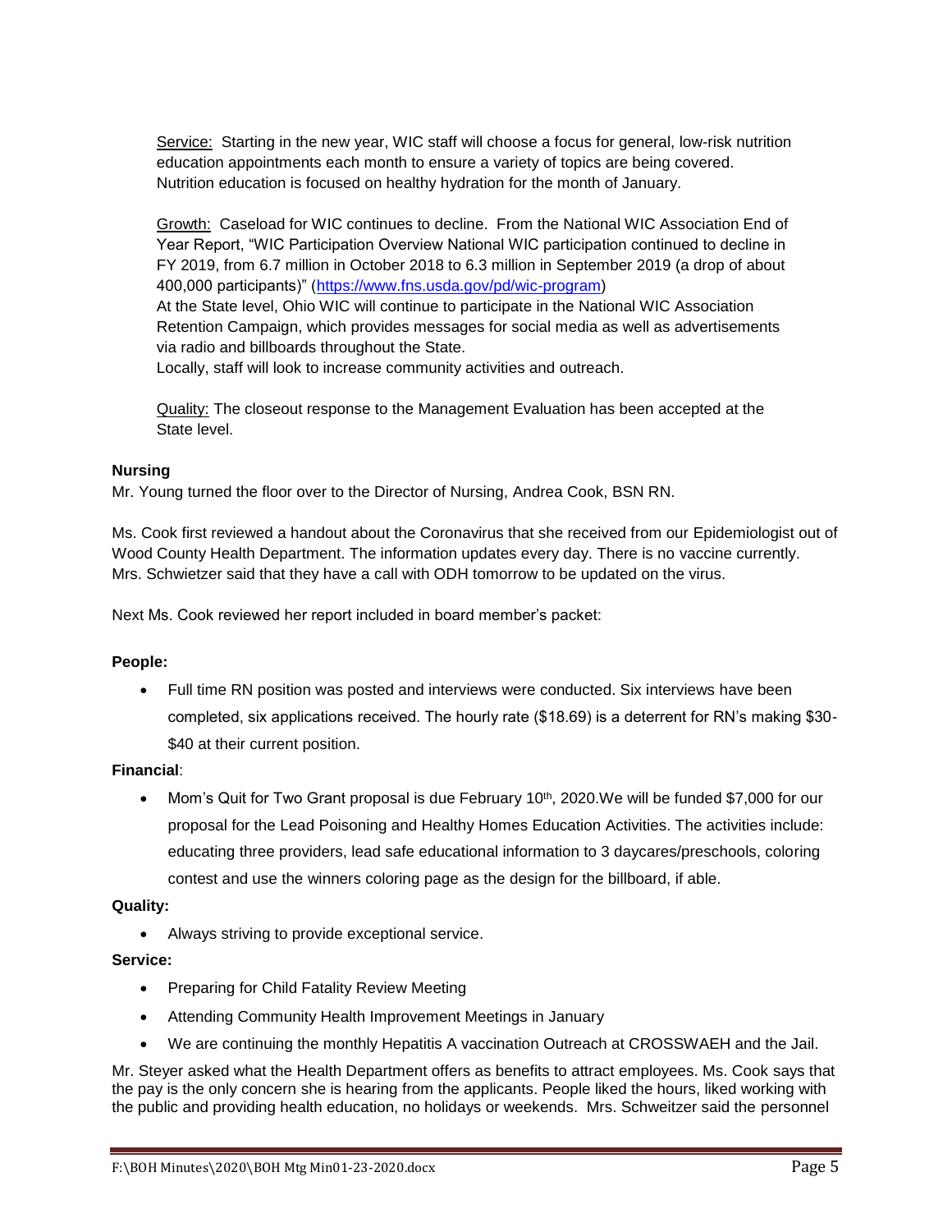<u>Service:</u> Starting in the new year, WIC staff will choose a focus for general, low-risk nutrition education appointments each month to ensure a variety of topics are being covered. Nutrition education is focused on healthy hydration for the month of January.

<u>Growth:</u> Caseload for WIC continues to decline. From the National WIC Association End of Year Report, "WIC Participation Overview National WIC participation continued to decline in FY 2019, from 6.7 million in October 2018 to 6.3 million in September 2019 (a drop of about 400,000 participants)" (https://www.fns.usda.gov/pd/wic-program)
At the State level, Ohio WIC will continue to participate in the National WIC Association Retention Campaign, which provides messages for social media as well as advertisements via radio and billboards throughout the State.
Locally, staff will look to increase community activities and outreach.

<u>Quality:</u> The closeout response to the Management Evaluation has been accepted at the State level.

**Nursing**
Mr. Young turned the floor over to the Director of Nursing, Andrea Cook, BSN RN.

Ms. Cook first reviewed a handout about the Coronavirus that she received from our Epidemiologist out of Wood County Health Department. The information updates every day. There is no vaccine currently. Mrs. Schwietzer said that they have a call with ODH tomorrow to be updated on the virus.

Next Ms. Cook reviewed her report included in board member's packet:

**People:**

- Full time RN position was posted and interviews were conducted. Six interviews have been completed, six applications received. The hourly rate ($18.69) is a deterrent for RN's making $30-$40 at their current position.

**Financial**:

- Mom's Quit for Two Grant proposal is due February 10th, 2020.We will be funded $7,000 for our proposal for the Lead Poisoning and Healthy Homes Education Activities. The activities include: educating three providers, lead safe educational information to 3 daycares/preschools, coloring contest and use the winners coloring page as the design for the billboard, if able.

**Quality:**

- Always striving to provide exceptional service.

**Service:**

- Preparing for Child Fatality Review Meeting
- Attending Community Health Improvement Meetings in January
- We are continuing the monthly Hepatitis A vaccination Outreach at CROSSWAEH and the Jail.

Mr. Steyer asked what the Health Department offers as benefits to attract employees. Ms. Cook says that the pay is the only concern she is hearing from the applicants. People liked the hours, liked working with the public and providing health education, no holidays or weekends. Mrs. Schweitzer said the personnel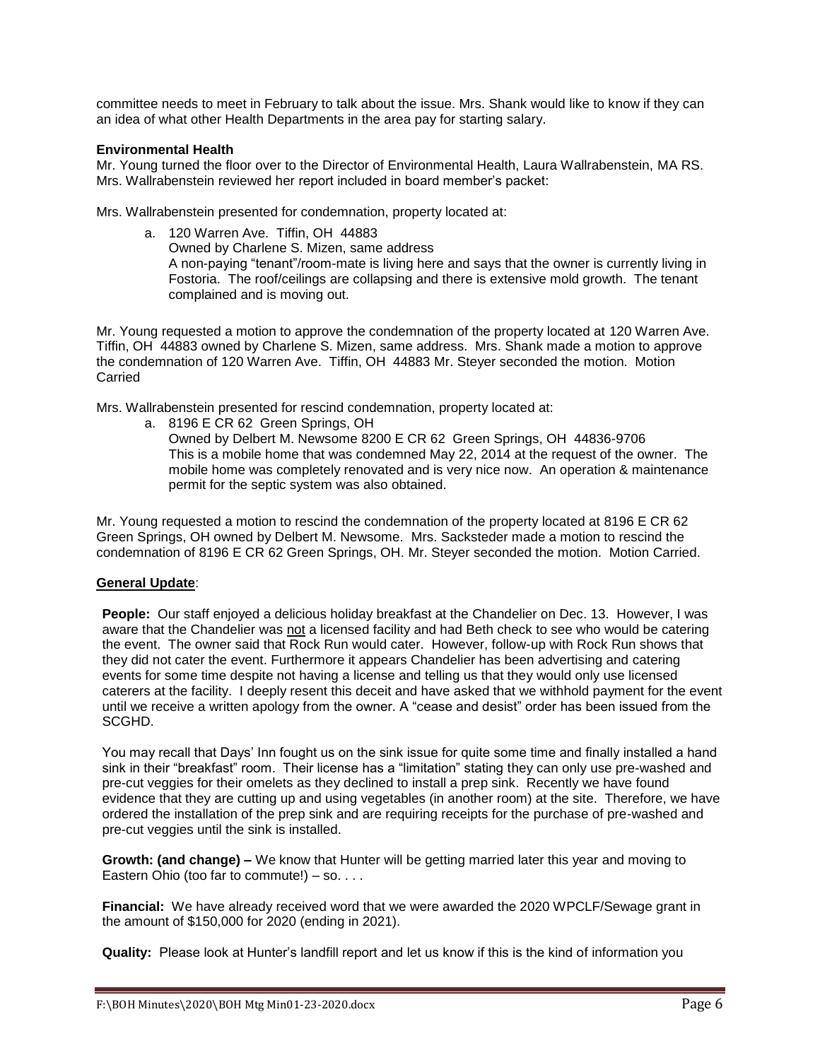committee needs to meet in February to talk about the issue. Mrs. Shank would like to know if they can an idea of what other Health Departments in the area pay for starting salary.

**Environmental Health**

Mr. Young turned the floor over to the Director of Environmental Health, Laura Wallrabenstein, MA RS. Mrs. Wallrabenstein reviewed her report included in board member's packet:

Mrs. Wallrabenstein presented for condemnation, property located at:

a. 120 Warren Ave. Tiffin, OH 44883
   Owned by Charlene S. Mizen, same address
   A non-paying "tenant"/room-mate is living here and says that the owner is currently living in Fostoria. The roof/ceilings are collapsing and there is extensive mold growth. The tenant complained and is moving out.

Mr. Young requested a motion to approve the condemnation of the property located at 120 Warren Ave. Tiffin, OH 44883 owned by Charlene S. Mizen, same address. Mrs. Shank made a motion to approve the condemnation of 120 Warren Ave. Tiffin, OH 44883 Mr. Steyer seconded the motion. Motion Carried

Mrs. Wallrabenstein presented for rescind condemnation, property located at:

a. 8196 E CR 62 Green Springs, OH
   Owned by Delbert M. Newsome 8200 E CR 62 Green Springs, OH 44836-9706
   This is a mobile home that was condemned May 22, 2014 at the request of the owner. The mobile home was completely renovated and is very nice now. An operation & maintenance permit for the septic system was also obtained.

Mr. Young requested a motion to rescind the condemnation of the property located at 8196 E CR 62 Green Springs, OH owned by Delbert M. Newsome. Mrs. Sacksteder made a motion to rescind the condemnation of 8196 E CR 62 Green Springs, OH. Mr. Steyer seconded the motion. Motion Carried.

**General Update**:

**People:** Our staff enjoyed a delicious holiday breakfast at the Chandelier on Dec. 13. However, I was aware that the Chandelier was not a licensed facility and had Beth check to see who would be catering the event. The owner said that Rock Run would cater. However, follow-up with Rock Run shows that they did not cater the event. Furthermore it appears Chandelier has been advertising and catering events for some time despite not having a license and telling us that they would only use licensed caterers at the facility. I deeply resent this deceit and have asked that we withhold payment for the event until we receive a written apology from the owner. A "cease and desist" order has been issued from the SCGHD.

You may recall that Days' Inn fought us on the sink issue for quite some time and finally installed a hand sink in their "breakfast" room. Their license has a "limitation" stating they can only use pre-washed and pre-cut veggies for their omelets as they declined to install a prep sink. Recently we have found evidence that they are cutting up and using vegetables (in another room) at the site. Therefore, we have ordered the installation of the prep sink and are requiring receipts for the purchase of pre-washed and pre-cut veggies until the sink is installed.

**Growth: (and change) –** We know that Hunter will be getting married later this year and moving to Eastern Ohio (too far to commute!) – so. . . .

**Financial:** We have already received word that we were awarded the 2020 WPCLF/Sewage grant in the amount of $150,000 for 2020 (ending in 2021).

**Quality:** Please look at Hunter's landfill report and let us know if this is the kind of information you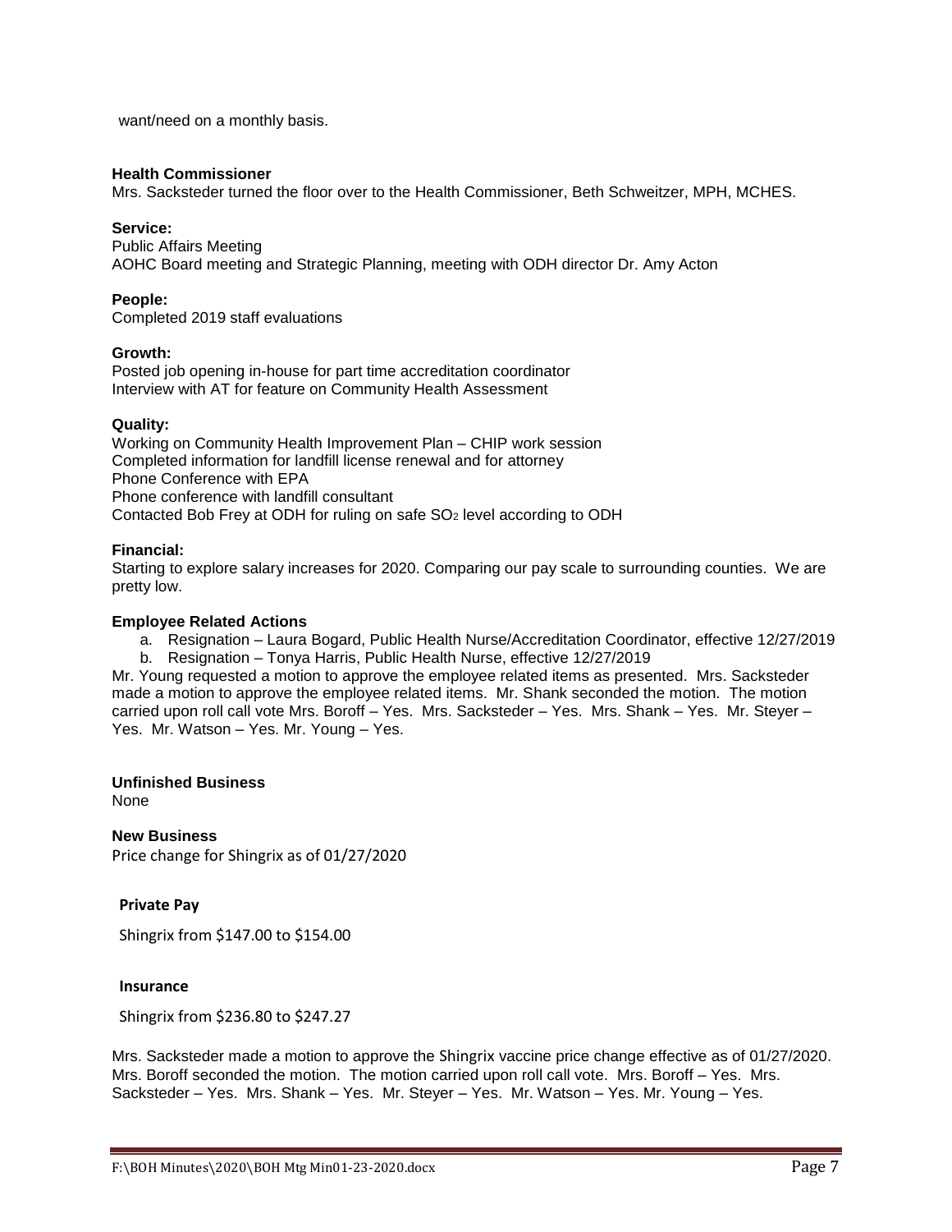want/need on a monthly basis.

**Health Commissioner**

Mrs. Sacksteder turned the floor over to the Health Commissioner, Beth Schweitzer, MPH, MCHES.

**Service:**

Public Affairs Meeting
AOHC Board meeting and Strategic Planning, meeting with ODH director Dr. Amy Acton

**People:**

Completed 2019 staff evaluations

**Growth:**

Posted job opening in-house for part time accreditation coordinator
Interview with AT for feature on Community Health Assessment

**Quality:**

Working on Community Health Improvement Plan – CHIP work session
Completed information for landfill license renewal and for attorney
Phone Conference with EPA
Phone conference with landfill consultant
Contacted Bob Frey at ODH for ruling on safe $SO_2$ level according to ODH

**Financial:**

Starting to explore salary increases for 2020. Comparing our pay scale to surrounding counties. We are pretty low.

**Employee Related Actions**

a. Resignation – Laura Bogard, Public Health Nurse/Accreditation Coordinator, effective 12/27/2019
b. Resignation – Tonya Harris, Public Health Nurse, effective 12/27/2019

Mr. Young requested a motion to approve the employee related items as presented. Mrs. Sacksteder made a motion to approve the employee related items. Mr. Shank seconded the motion. The motion carried upon roll call vote Mrs. Boroff – Yes. Mrs. Sacksteder – Yes. Mrs. Shank – Yes. Mr. Steyer – Yes. Mr. Watson – Yes. Mr. Young – Yes.

**Unfinished Business**

None

**New Business**

Price change for Shingrix as of 01/27/2020

**Private Pay**

Shingrix from $147.00 to $154.00

**Insurance**

Shingrix from $236.80 to $247.27

Mrs. Sacksteder made a motion to approve the Shingrix vaccine price change effective as of 01/27/2020. Mrs. Boroff seconded the motion. The motion carried upon roll call vote. Mrs. Boroff – Yes. Mrs. Sacksteder – Yes. Mrs. Shank – Yes. Mr. Steyer – Yes. Mr. Watson – Yes. Mr. Young – Yes.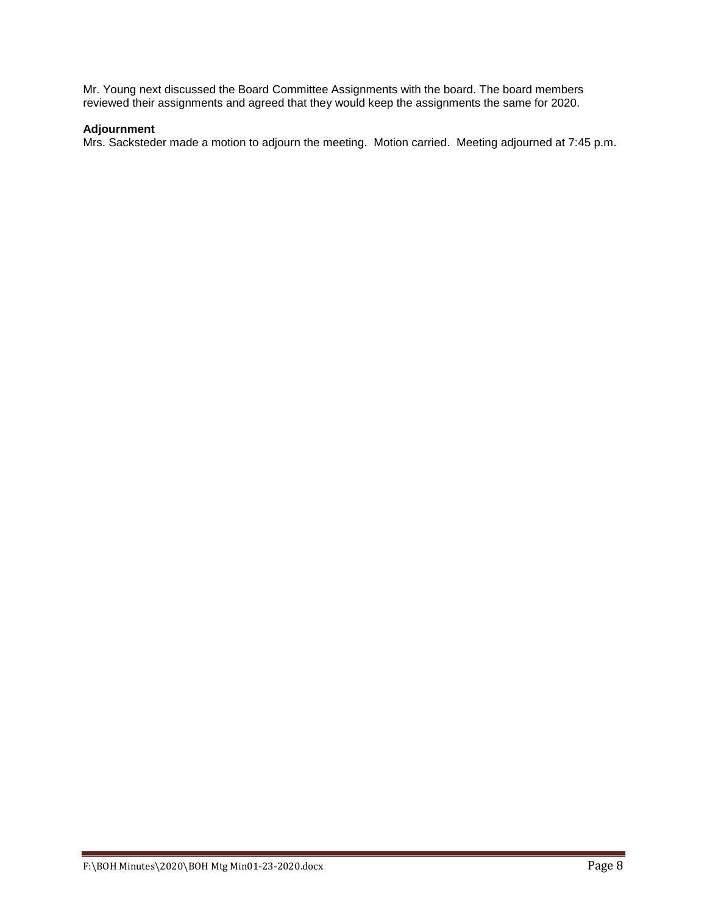Mr. Young next discussed the Board Committee Assignments with the board. The board members reviewed their assignments and agreed that they would keep the assignments the same for 2020.

**Adjournment**

Mrs. Sacksteder made a motion to adjourn the meeting. Motion carried. Meeting adjourned at 7:45 p.m.